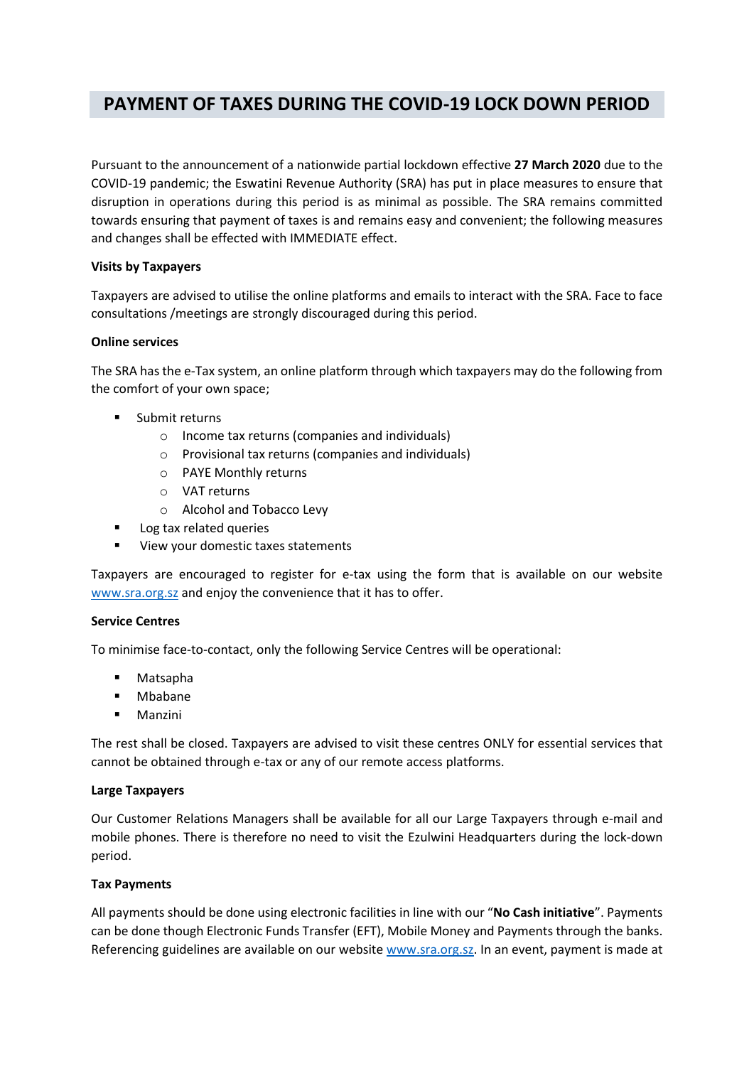# PAYMENT OF TAXES DURING THE COVID-19 LOCK DOWN PERIOD

Pursuant to the announcement of a nationwide partial lockdown effective **27 March 2020** due to the COVID-19 pandemic; the Eswatini Revenue Authority (SRA) has put in place measures to ensure that disruption in operations during this period is as minimal as possible. The SRA remains committed towards ensuring that payment of taxes is and remains easy and convenient; the following measures and changes shall be effected with IMMEDIATE effect.

**Visits by Taxpayers**

Taxpayers are advised to utilise the online platforms and emails to interact with the SRA. Face to face consultations /meetings are strongly discouraged during this period.

**Online services**

The SRA has the e-Tax system, an online platform through which taxpayers may do the following from the comfort of your own space;

- Submit returns
  - Income tax returns (companies and individuals)
  - Provisional tax returns (companies and individuals)
  - PAYE Monthly returns
  - VAT returns
  - Alcohol and Tobacco Levy
- Log tax related queries
- View your domestic taxes statements

Taxpayers are encouraged to register for e-tax using the form that is available on our website [www.sra.org.sz](http://www.sra.org.sz) and enjoy the convenience that it has to offer.

**Service Centres**

To minimise face-to-contact, only the following Service Centres will be operational:

- Matsapha
- Mbabane
- Manzini

The rest shall be closed. Taxpayers are advised to visit these centres ONLY for essential services that cannot be obtained through e-tax or any of our remote access platforms.

**Large Taxpayers**

Our Customer Relations Managers shall be available for all our Large Taxpayers through e-mail and mobile phones. There is therefore no need to visit the Ezulwini Headquarters during the lock-down period.

**Tax Payments**

All payments should be done using electronic facilities in line with our "**No Cash initiative**". Payments can be done though Electronic Funds Transfer (EFT), Mobile Money and Payments through the banks. Referencing guidelines are available on our website [www.sra.org.sz](http://www.sra.org.sz). In an event, payment is made at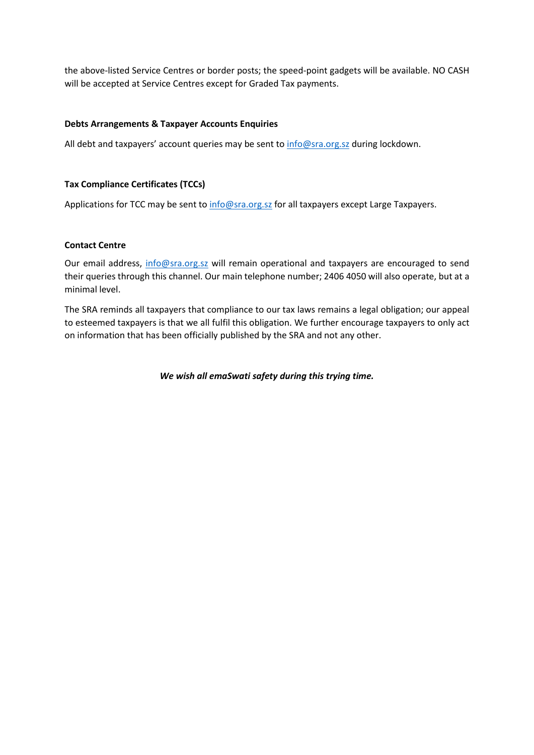the above-listed Service Centres or border posts; the speed-point gadgets will be available. NO CASH will be accepted at Service Centres except for Graded Tax payments.

**Debts Arrangements & Taxpayer Accounts Enquiries**

All debt and taxpayers' account queries may be sent to info@sra.org.sz during lockdown.

**Tax Compliance Certificates (TCCs)**

Applications for TCC may be sent to info@sra.org.sz for all taxpayers except Large Taxpayers.

**Contact Centre**

Our email address, info@sra.org.sz will remain operational and taxpayers are encouraged to send their queries through this channel. Our main telephone number; 2406 4050 will also operate, but at a minimal level.

The SRA reminds all taxpayers that compliance to our tax laws remains a legal obligation; our appeal to esteemed taxpayers is that we all fulfil this obligation. We further encourage taxpayers to only act on information that has been officially published by the SRA and not any other.

***We wish all emaSwati safety during this trying time.***